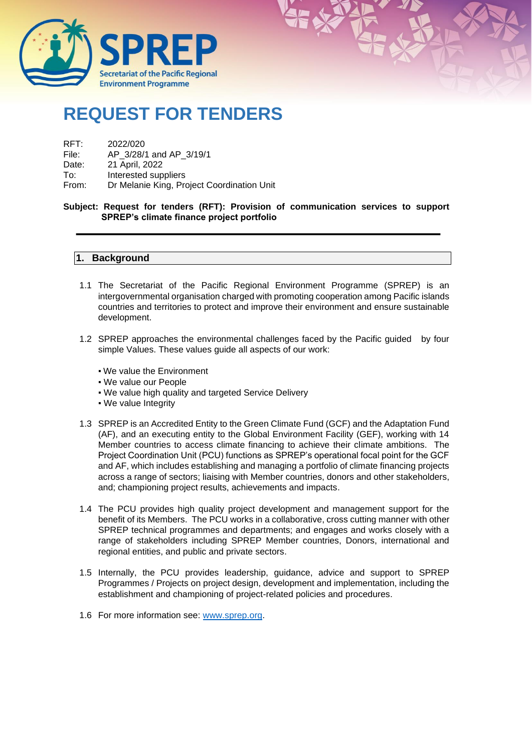# REQUEST FOR TENDERS

RFT: 2022/020
File: AP_3/28/1 and AP_3/19/1
Date: 21 April, 2022
To: Interested suppliers
From: Dr Melanie King, Project Coordination Unit

**Subject: Request for tenders (RFT): Provision of communication services to support SPREP's climate finance project portfolio**

---

## 1. Background

1.1 The Secretariat of the Pacific Regional Environment Programme (SPREP) is an intergovernmental organisation charged with promoting cooperation among Pacific islands countries and territories to protect and improve their environment and ensure sustainable development.

1.2 SPREP approaches the environmental challenges faced by the Pacific guided by four simple Values. These values guide all aspects of our work:

- We value the Environment
- We value our People
- We value high quality and targeted Service Delivery
- We value Integrity

1.3 SPREP is an Accredited Entity to the Green Climate Fund (GCF) and the Adaptation Fund (AF), and an executing entity to the Global Environment Facility (GEF), working with 14 Member countries to access climate financing to achieve their climate ambitions. The Project Coordination Unit (PCU) functions as SPREP's operational focal point for the GCF and AF, which includes establishing and managing a portfolio of climate financing projects across a range of sectors; liaising with Member countries, donors and other stakeholders, and; championing project results, achievements and impacts.

1.4 The PCU provides high quality project development and management support for the benefit of its Members. The PCU works in a collaborative, cross cutting manner with other SPREP technical programmes and departments; and engages and works closely with a range of stakeholders including SPREP Member countries, Donors, international and regional entities, and public and private sectors.

1.5 Internally, the PCU provides leadership, guidance, advice and support to SPREP Programmes / Projects on project design, development and implementation, including the establishment and championing of project-related policies and procedures.

1.6 For more information see: www.sprep.org.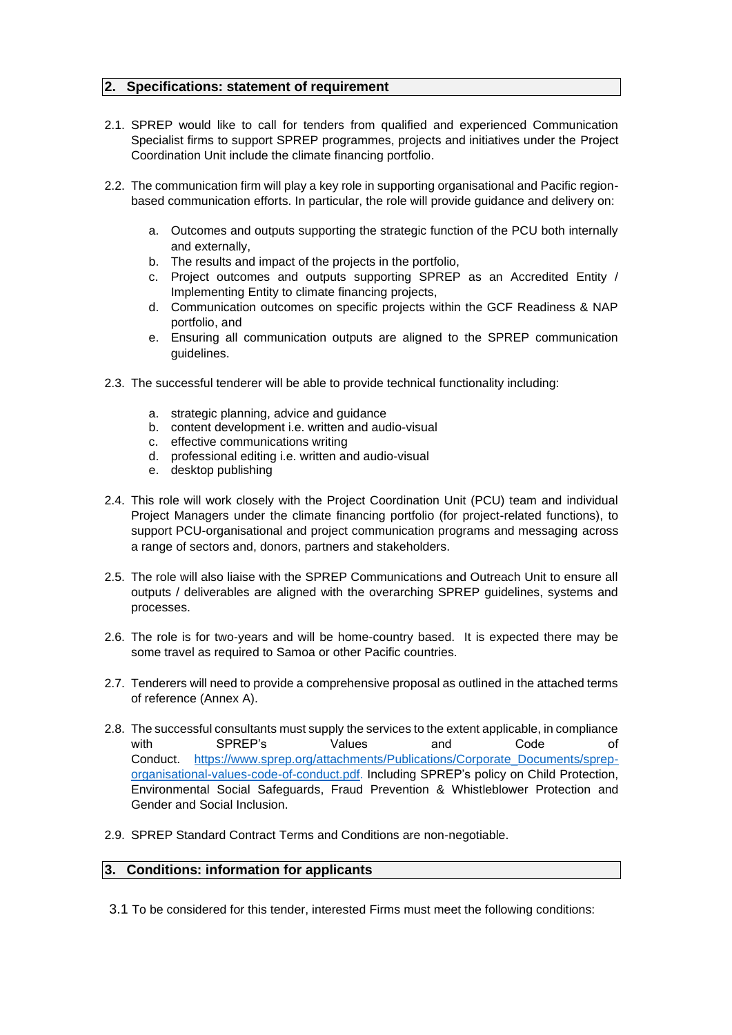## 2. Specifications: statement of requirement

2.1. SPREP would like to call for tenders from qualified and experienced Communication Specialist firms to support SPREP programmes, projects and initiatives under the Project Coordination Unit include the climate financing portfolio.

2.2. The communication firm will play a key role in supporting organisational and Pacific region-based communication efforts. In particular, the role will provide guidance and delivery on:

   a. Outcomes and outputs supporting the strategic function of the PCU both internally and externally,
   b. The results and impact of the projects in the portfolio,
   c. Project outcomes and outputs supporting SPREP as an Accredited Entity / Implementing Entity to climate financing projects,
   d. Communication outcomes on specific projects within the GCF Readiness & NAP portfolio, and
   e. Ensuring all communication outputs are aligned to the SPREP communication guidelines.

2.3. The successful tenderer will be able to provide technical functionality including:

   a. strategic planning, advice and guidance
   b. content development i.e. written and audio-visual
   c. effective communications writing
   d. professional editing i.e. written and audio-visual
   e. desktop publishing

2.4. This role will work closely with the Project Coordination Unit (PCU) team and individual Project Managers under the climate financing portfolio (for project-related functions), to support PCU-organisational and project communication programs and messaging across a range of sectors and, donors, partners and stakeholders.

2.5. The role will also liaise with the SPREP Communications and Outreach Unit to ensure all outputs / deliverables are aligned with the overarching SPREP guidelines, systems and processes.

2.6. The role is for two-years and will be home-country based. It is expected there may be some travel as required to Samoa or other Pacific countries.

2.7. Tenderers will need to provide a comprehensive proposal as outlined in the attached terms of reference (Annex A).

2.8. The successful consultants must supply the services to the extent applicable, in compliance with SPREP's Values and Code of Conduct. https://www.sprep.org/attachments/Publications/Corporate_Documents/sprep-organisational-values-code-of-conduct.pdf. Including SPREP's policy on Child Protection, Environmental Social Safeguards, Fraud Prevention & Whistleblower Protection and Gender and Social Inclusion.

2.9. SPREP Standard Contract Terms and Conditions are non-negotiable.

## 3. Conditions: information for applicants

3.1 To be considered for this tender, interested Firms must meet the following conditions: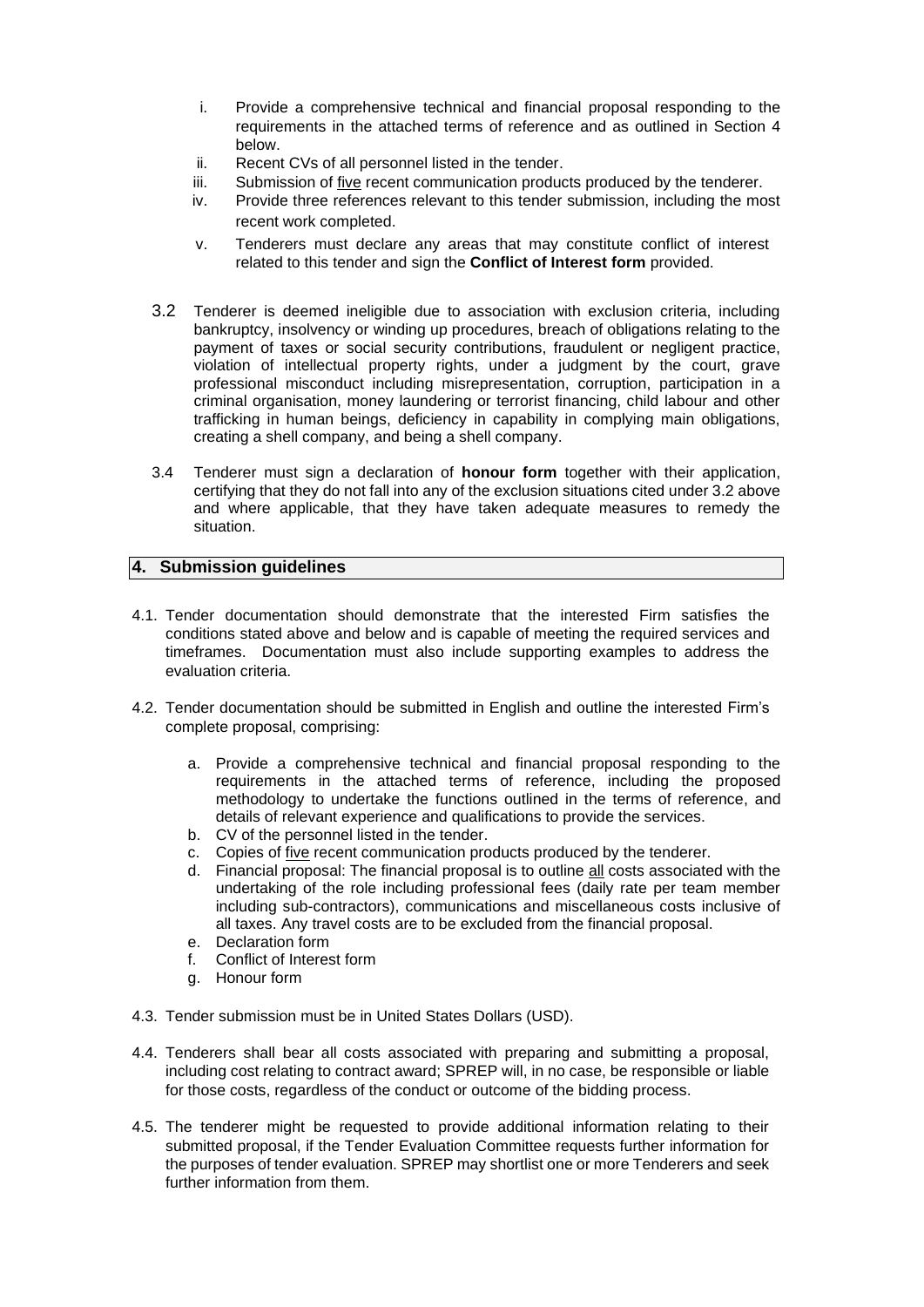i. Provide a comprehensive technical and financial proposal responding to the requirements in the attached terms of reference and as outlined in Section 4 below.
ii. Recent CVs of all personnel listed in the tender.
iii. Submission of five recent communication products produced by the tenderer.
iv. Provide three references relevant to this tender submission, including the most recent work completed.
v. Tenderers must declare any areas that may constitute conflict of interest related to this tender and sign the **Conflict of Interest form** provided.

3.2 Tenderer is deemed ineligible due to association with exclusion criteria, including bankruptcy, insolvency or winding up procedures, breach of obligations relating to the payment of taxes or social security contributions, fraudulent or negligent practice, violation of intellectual property rights, under a judgment by the court, grave professional misconduct including misrepresentation, corruption, participation in a criminal organisation, money laundering or terrorist financing, child labour and other trafficking in human beings, deficiency in capability in complying main obligations, creating a shell company, and being a shell company.

3.4 Tenderer must sign a declaration of **honour form** together with their application, certifying that they do not fall into any of the exclusion situations cited under 3.2 above and where applicable, that they have taken adequate measures to remedy the situation.

## 4. Submission guidelines

4.1. Tender documentation should demonstrate that the interested Firm satisfies the conditions stated above and below and is capable of meeting the required services and timeframes. Documentation must also include supporting examples to address the evaluation criteria.

4.2. Tender documentation should be submitted in English and outline the interested Firm's complete proposal, comprising:

a. Provide a comprehensive technical and financial proposal responding to the requirements in the attached terms of reference, including the proposed methodology to undertake the functions outlined in the terms of reference, and details of relevant experience and qualifications to provide the services.
b. CV of the personnel listed in the tender.
c. Copies of five recent communication products produced by the tenderer.
d. Financial proposal: The financial proposal is to outline all costs associated with the undertaking of the role including professional fees (daily rate per team member including sub-contractors), communications and miscellaneous costs inclusive of all taxes. Any travel costs are to be excluded from the financial proposal.
e. Declaration form
f. Conflict of Interest form
g. Honour form

4.3. Tender submission must be in United States Dollars (USD).

4.4. Tenderers shall bear all costs associated with preparing and submitting a proposal, including cost relating to contract award; SPREP will, in no case, be responsible or liable for those costs, regardless of the conduct or outcome of the bidding process.

4.5. The tenderer might be requested to provide additional information relating to their submitted proposal, if the Tender Evaluation Committee requests further information for the purposes of tender evaluation. SPREP may shortlist one or more Tenderers and seek further information from them.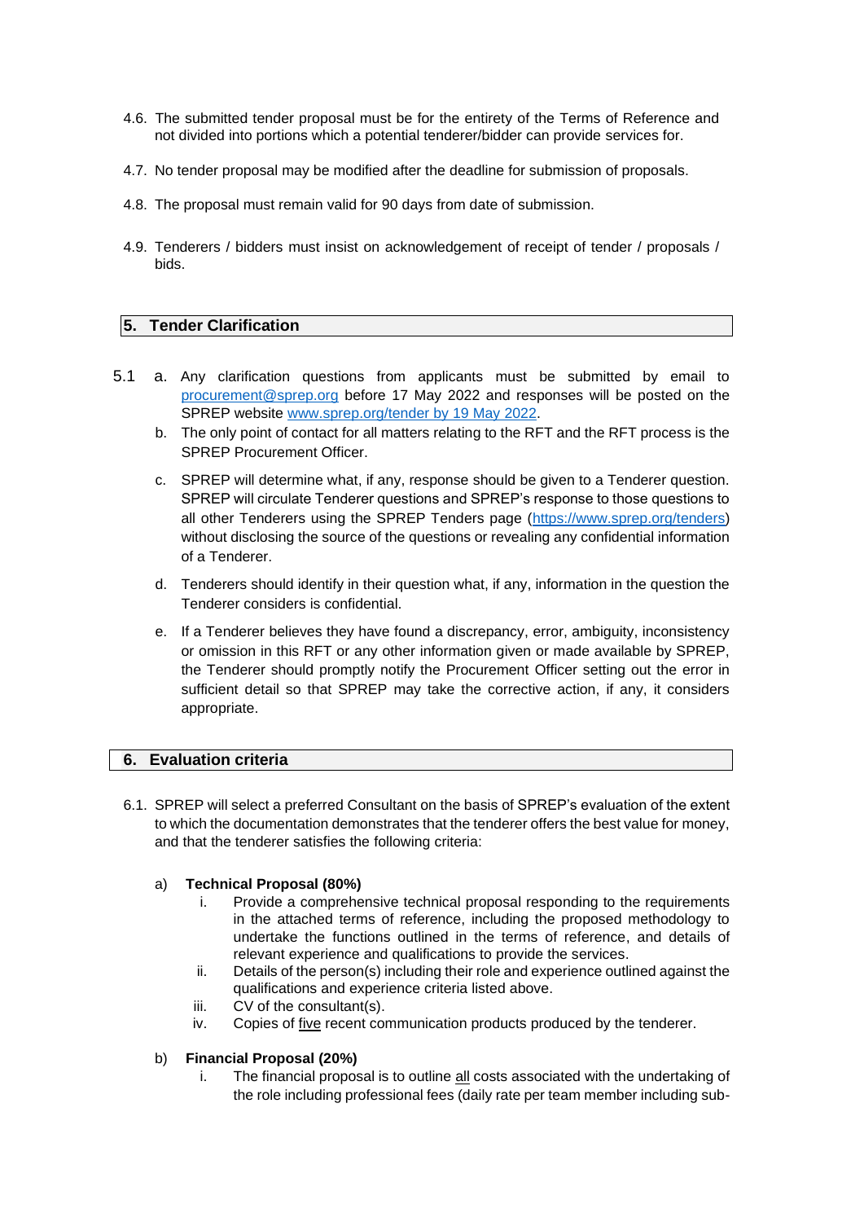4.6. The submitted tender proposal must be for the entirety of the Terms of Reference and not divided into portions which a potential tenderer/bidder can provide services for.

4.7. No tender proposal may be modified after the deadline for submission of proposals.

4.8. The proposal must remain valid for 90 days from date of submission.

4.9. Tenderers / bidders must insist on acknowledgement of receipt of tender / proposals / bids.

## 5. Tender Clarification

5.1

a. Any clarification questions from applicants must be submitted by email to [procurement@sprep.org](mailto:procurement@sprep.org) before 17 May 2022 and responses will be posted on the SPREP website [www.sprep.org/tender by 19 May 2022](www.sprep.org/tender).

b. The only point of contact for all matters relating to the RFT and the RFT process is the SPREP Procurement Officer.

c. SPREP will determine what, if any, response should be given to a Tenderer question. SPREP will circulate Tenderer questions and SPREP's response to those questions to all other Tenderers using the SPREP Tenders page ([https://www.sprep.org/tenders](https://www.sprep.org/tenders)) without disclosing the source of the questions or revealing any confidential information of a Tenderer.

d. Tenderers should identify in their question what, if any, information in the question the Tenderer considers is confidential.

e. If a Tenderer believes they have found a discrepancy, error, ambiguity, inconsistency or omission in this RFT or any other information given or made available by SPREP, the Tenderer should promptly notify the Procurement Officer setting out the error in sufficient detail so that SPREP may take the corrective action, if any, it considers appropriate.

## 6. Evaluation criteria

6.1. SPREP will select a preferred Consultant on the basis of SPREP's evaluation of the extent to which the documentation demonstrates that the tenderer offers the best value for money, and that the tenderer satisfies the following criteria:

a) **Technical Proposal (80%)**

i. Provide a comprehensive technical proposal responding to the requirements in the attached terms of reference, including the proposed methodology to undertake the functions outlined in the terms of reference, and details of relevant experience and qualifications to provide the services.

ii. Details of the person(s) including their role and experience outlined against the qualifications and experience criteria listed above.

iii. CV of the consultant(s).

iv. Copies of <u>five</u> recent communication products produced by the tenderer.

b) **Financial Proposal (20%)**

i. The financial proposal is to outline <u>all</u> costs associated with the undertaking of the role including professional fees (daily rate per team member including sub-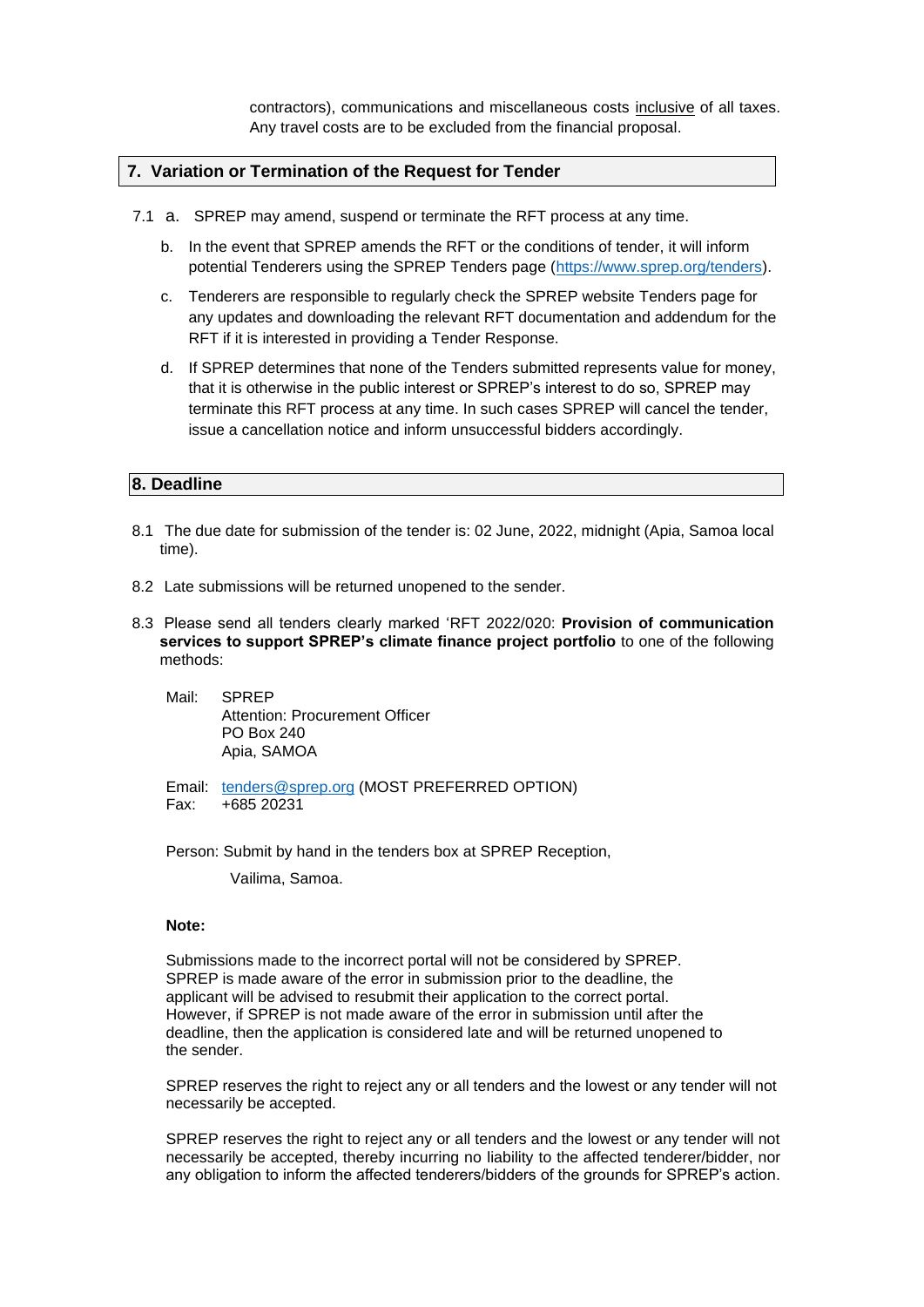contractors), communications and miscellaneous costs inclusive of all taxes. Any travel costs are to be excluded from the financial proposal.

## 7. Variation or Termination of the Request for Tender

7.1 a. SPREP may amend, suspend or terminate the RFT process at any time.

b. In the event that SPREP amends the RFT or the conditions of tender, it will inform potential Tenderers using the SPREP Tenders page (https://www.sprep.org/tenders).

c. Tenderers are responsible to regularly check the SPREP website Tenders page for any updates and downloading the relevant RFT documentation and addendum for the RFT if it is interested in providing a Tender Response.

d. If SPREP determines that none of the Tenders submitted represents value for money, that it is otherwise in the public interest or SPREP's interest to do so, SPREP may terminate this RFT process at any time. In such cases SPREP will cancel the tender, issue a cancellation notice and inform unsuccessful bidders accordingly.

## 8. Deadline

8.1 The due date for submission of the tender is: 02 June, 2022, midnight (Apia, Samoa local time).

8.2 Late submissions will be returned unopened to the sender.

8.3 Please send all tenders clearly marked 'RFT 2022/020: **Provision of communication services to support SPREP's climate finance project portfolio** to one of the following methods:

Mail: SPREP
Attention: Procurement Officer
PO Box 240
Apia, SAMOA

Email: tenders@sprep.org (MOST PREFERRED OPTION)
Fax: +685 20231

Person: Submit by hand in the tenders box at SPREP Reception,
Vailima, Samoa.

**Note:**

Submissions made to the incorrect portal will not be considered by SPREP. SPREP is made aware of the error in submission prior to the deadline, the applicant will be advised to resubmit their application to the correct portal. However, if SPREP is not made aware of the error in submission until after the deadline, then the application is considered late and will be returned unopened to the sender.

SPREP reserves the right to reject any or all tenders and the lowest or any tender will not necessarily be accepted.

SPREP reserves the right to reject any or all tenders and the lowest or any tender will not necessarily be accepted, thereby incurring no liability to the affected tenderer/bidder, nor any obligation to inform the affected tenderers/bidders of the grounds for SPREP's action.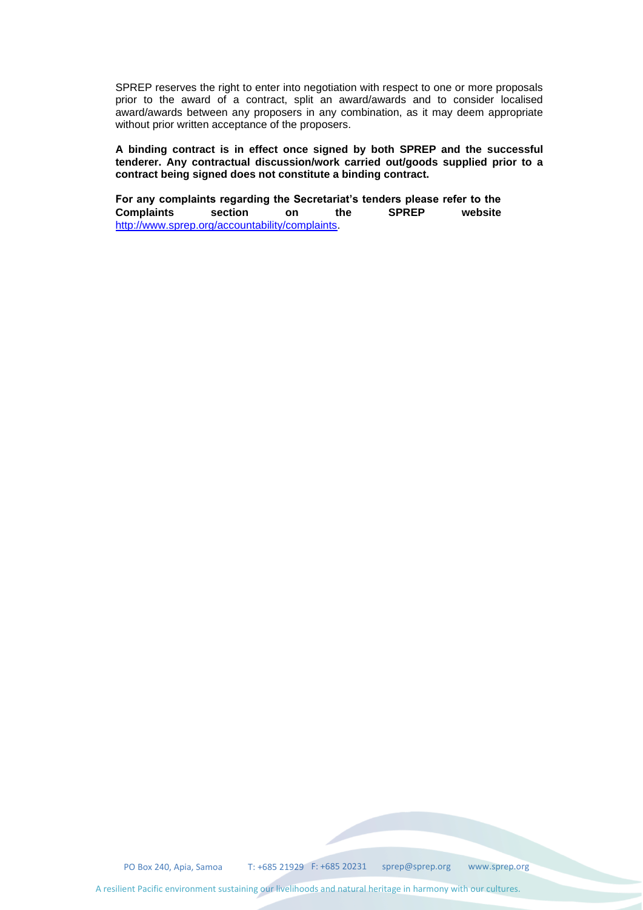SPREP reserves the right to enter into negotiation with respect to one or more proposals prior to the award of a contract, split an award/awards and to consider localised award/awards between any proposers in any combination, as it may deem appropriate without prior written acceptance of the proposers.

**A binding contract is in effect once signed by both SPREP and the successful tenderer. Any contractual discussion/work carried out/goods supplied prior to a contract being signed does not constitute a binding contract.**

**For any complaints regarding the Secretariat's tenders please refer to the Complaints section on the SPREP website** [http://www.sprep.org/accountability/complaints](http://www.sprep.org/accountability/complaints).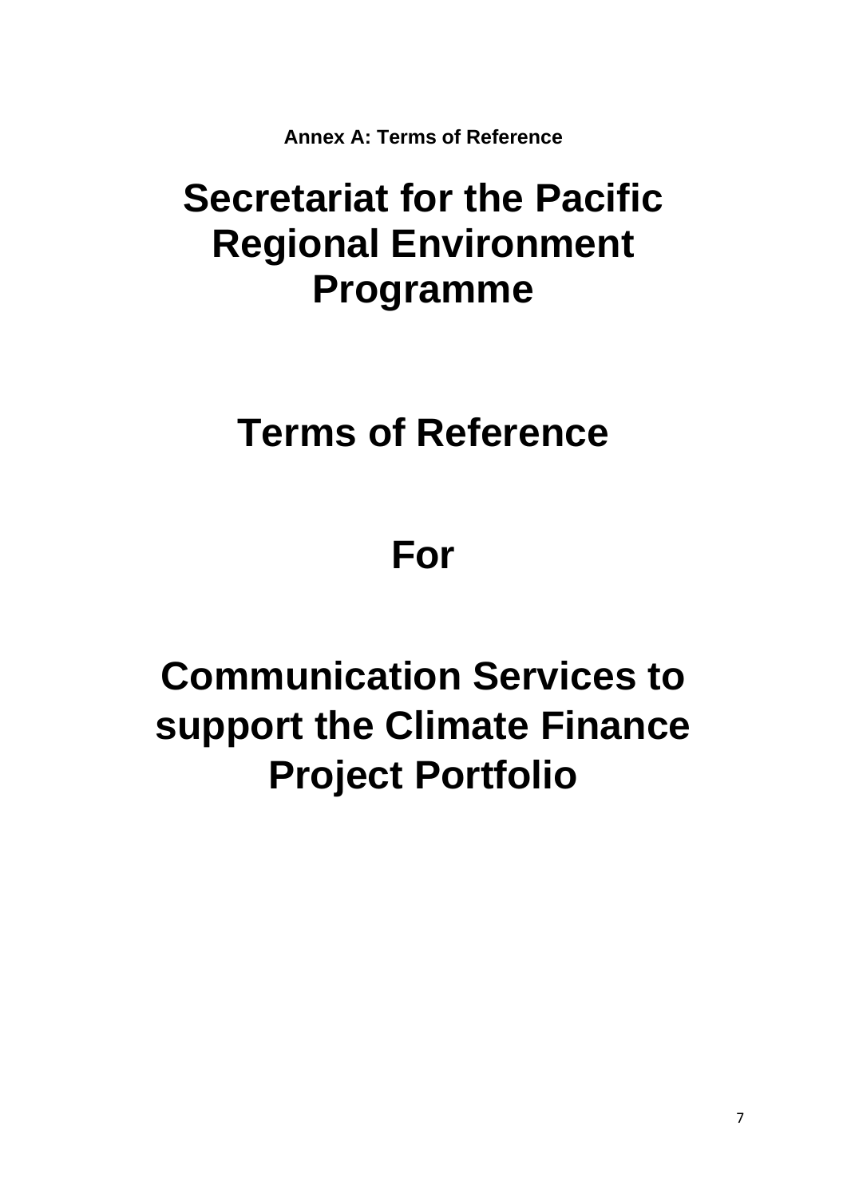**Annex A: Terms of Reference**

# Secretariat for the Pacific Regional Environment Programme

# Terms of Reference

# For

# Communication Services to support the Climate Finance Project Portfolio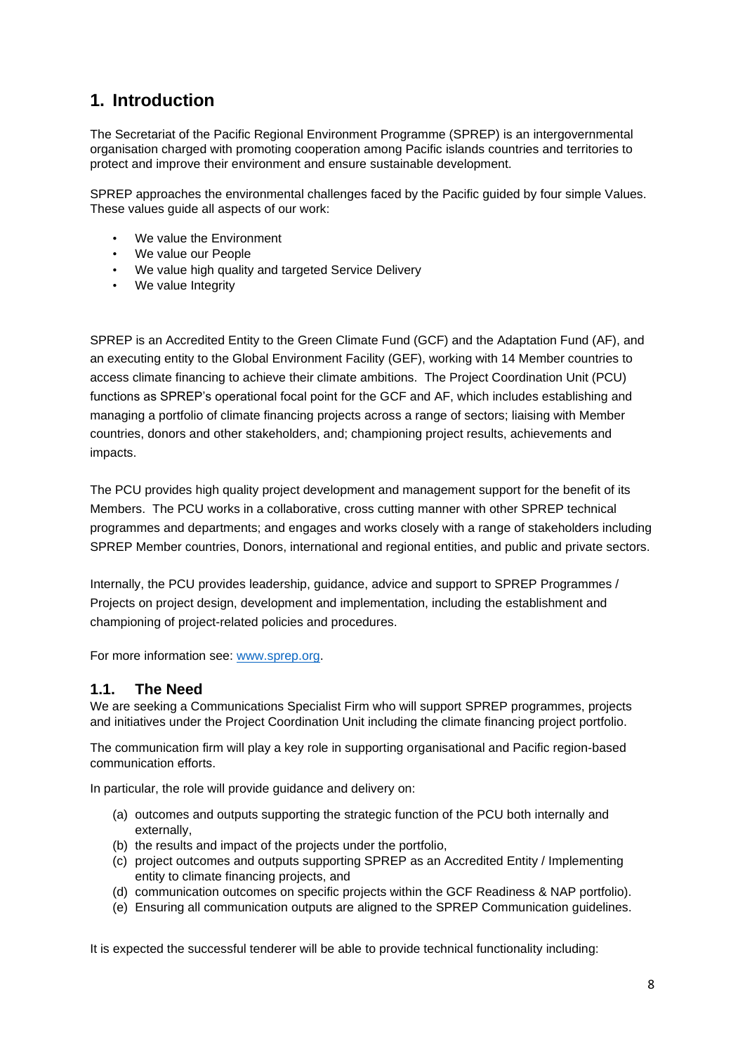# 1. Introduction

The Secretariat of the Pacific Regional Environment Programme (SPREP) is an intergovernmental organisation charged with promoting cooperation among Pacific islands countries and territories to protect and improve their environment and ensure sustainable development.

SPREP approaches the environmental challenges faced by the Pacific guided by four simple Values. These values guide all aspects of our work:

- We value the Environment
- We value our People
- We value high quality and targeted Service Delivery
- We value Integrity

SPREP is an Accredited Entity to the Green Climate Fund (GCF) and the Adaptation Fund (AF), and an executing entity to the Global Environment Facility (GEF), working with 14 Member countries to access climate financing to achieve their climate ambitions. The Project Coordination Unit (PCU) functions as SPREP's operational focal point for the GCF and AF, which includes establishing and managing a portfolio of climate financing projects across a range of sectors; liaising with Member countries, donors and other stakeholders, and; championing project results, achievements and impacts.

The PCU provides high quality project development and management support for the benefit of its Members. The PCU works in a collaborative, cross cutting manner with other SPREP technical programmes and departments; and engages and works closely with a range of stakeholders including SPREP Member countries, Donors, international and regional entities, and public and private sectors.

Internally, the PCU provides leadership, guidance, advice and support to SPREP Programmes / Projects on project design, development and implementation, including the establishment and championing of project-related policies and procedures.

For more information see: www.sprep.org.

## 1.1. The Need

We are seeking a Communications Specialist Firm who will support SPREP programmes, projects and initiatives under the Project Coordination Unit including the climate financing project portfolio.

The communication firm will play a key role in supporting organisational and Pacific region-based communication efforts.

In particular, the role will provide guidance and delivery on:

(a) outcomes and outputs supporting the strategic function of the PCU both internally and externally,
(b) the results and impact of the projects under the portfolio,
(c) project outcomes and outputs supporting SPREP as an Accredited Entity / Implementing entity to climate financing projects, and
(d) communication outcomes on specific projects within the GCF Readiness & NAP portfolio).
(e) Ensuring all communication outputs are aligned to the SPREP Communication guidelines.

It is expected the successful tenderer will be able to provide technical functionality including: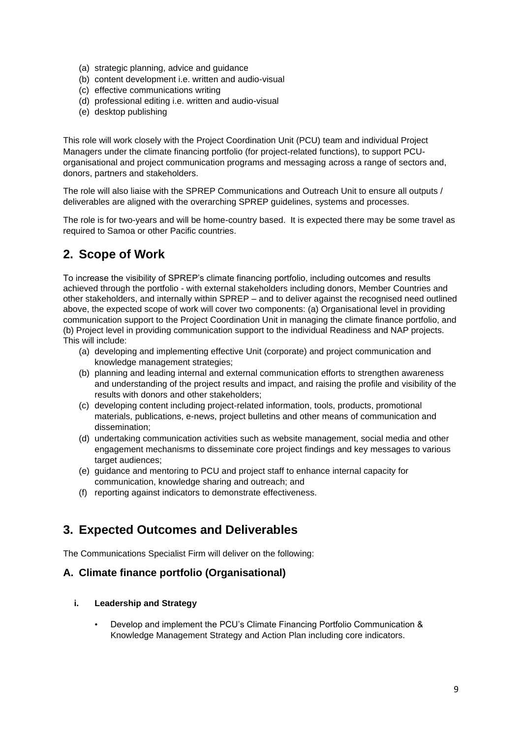(a) strategic planning, advice and guidance
(b) content development i.e. written and audio-visual
(c) effective communications writing
(d) professional editing i.e. written and audio-visual
(e) desktop publishing

This role will work closely with the Project Coordination Unit (PCU) team and individual Project Managers under the climate financing portfolio (for project-related functions), to support PCU-organisational and project communication programs and messaging across a range of sectors and, donors, partners and stakeholders.

The role will also liaise with the SPREP Communications and Outreach Unit to ensure all outputs / deliverables are aligned with the overarching SPREP guidelines, systems and processes.

The role is for two-years and will be home-country based. It is expected there may be some travel as required to Samoa or other Pacific countries.

## 2. Scope of Work

To increase the visibility of SPREP's climate financing portfolio, including outcomes and results achieved through the portfolio - with external stakeholders including donors, Member Countries and other stakeholders, and internally within SPREP – and to deliver against the recognised need outlined above, the expected scope of work will cover two components: (a) Organisational level in providing communication support to the Project Coordination Unit in managing the climate finance portfolio, and (b) Project level in providing communication support to the individual Readiness and NAP projects. This will include:

(a) developing and implementing effective Unit (corporate) and project communication and knowledge management strategies;
(b) planning and leading internal and external communication efforts to strengthen awareness and understanding of the project results and impact, and raising the profile and visibility of the results with donors and other stakeholders;
(c) developing content including project-related information, tools, products, promotional materials, publications, e-news, project bulletins and other means of communication and dissemination;
(d) undertaking communication activities such as website management, social media and other engagement mechanisms to disseminate core project findings and key messages to various target audiences;
(e) guidance and mentoring to PCU and project staff to enhance internal capacity for communication, knowledge sharing and outreach; and
(f) reporting against indicators to demonstrate effectiveness.

## 3. Expected Outcomes and Deliverables

The Communications Specialist Firm will deliver on the following:

### A. Climate finance portfolio (Organisational)

#### i. Leadership and Strategy

- Develop and implement the PCU's Climate Financing Portfolio Communication & Knowledge Management Strategy and Action Plan including core indicators.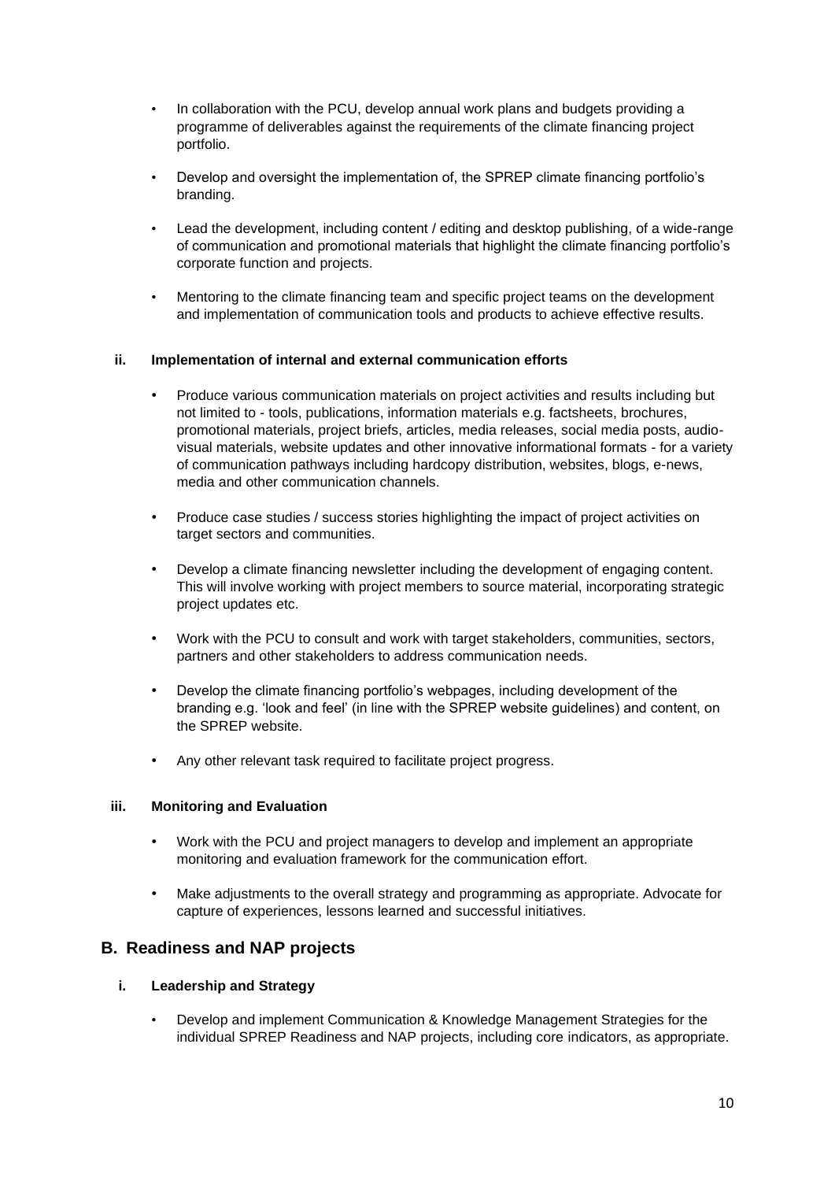- In collaboration with the PCU, develop annual work plans and budgets providing a programme of deliverables against the requirements of the climate financing project portfolio.
- Develop and oversight the implementation of, the SPREP climate financing portfolio's branding.
- Lead the development, including content / editing and desktop publishing, of a wide-range of communication and promotional materials that highlight the climate financing portfolio's corporate function and projects.
- Mentoring to the climate financing team and specific project teams on the development and implementation of communication tools and products to achieve effective results.

#### ii. Implementation of internal and external communication efforts

- Produce various communication materials on project activities and results including but not limited to - tools, publications, information materials e.g. factsheets, brochures, promotional materials, project briefs, articles, media releases, social media posts, audio-visual materials, website updates and other innovative informational formats - for a variety of communication pathways including hardcopy distribution, websites, blogs, e-news, media and other communication channels.
- Produce case studies / success stories highlighting the impact of project activities on target sectors and communities.
- Develop a climate financing newsletter including the development of engaging content. This will involve working with project members to source material, incorporating strategic project updates etc.
- Work with the PCU to consult and work with target stakeholders, communities, sectors, partners and other stakeholders to address communication needs.
- Develop the climate financing portfolio's webpages, including development of the branding e.g. 'look and feel' (in line with the SPREP website guidelines) and content, on the SPREP website.
- Any other relevant task required to facilitate project progress.

#### iii. Monitoring and Evaluation

- Work with the PCU and project managers to develop and implement an appropriate monitoring and evaluation framework for the communication effort.
- Make adjustments to the overall strategy and programming as appropriate. Advocate for capture of experiences, lessons learned and successful initiatives.

## B. Readiness and NAP projects

#### i. Leadership and Strategy

- Develop and implement Communication & Knowledge Management Strategies for the individual SPREP Readiness and NAP projects, including core indicators, as appropriate.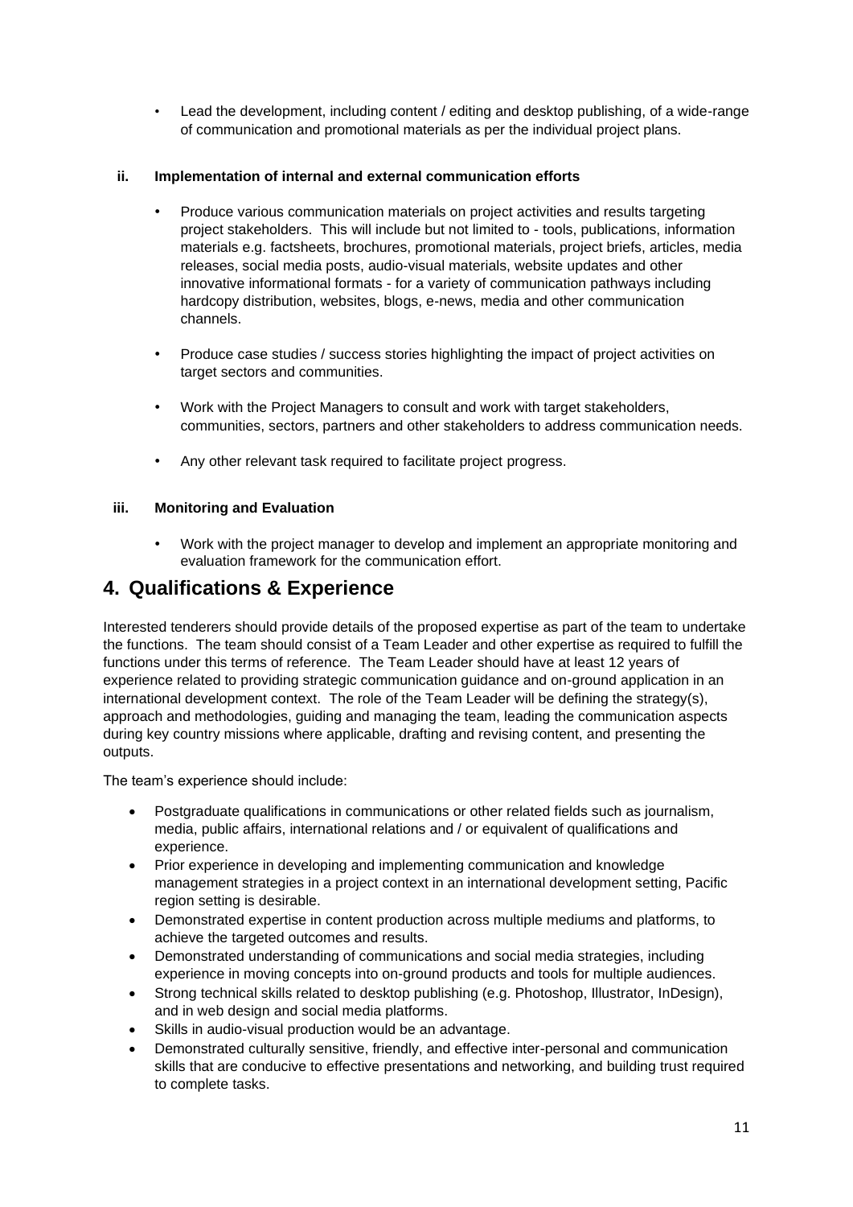- Lead the development, including content / editing and desktop publishing, of a wide-range of communication and promotional materials as per the individual project plans.

### ii. Implementation of internal and external communication efforts

- Produce various communication materials on project activities and results targeting project stakeholders. This will include but not limited to - tools, publications, information materials e.g. factsheets, brochures, promotional materials, project briefs, articles, media releases, social media posts, audio-visual materials, website updates and other innovative informational formats - for a variety of communication pathways including hardcopy distribution, websites, blogs, e-news, media and other communication channels.
- Produce case studies / success stories highlighting the impact of project activities on target sectors and communities.
- Work with the Project Managers to consult and work with target stakeholders, communities, sectors, partners and other stakeholders to address communication needs.
- Any other relevant task required to facilitate project progress.

### iii. Monitoring and Evaluation

- Work with the project manager to develop and implement an appropriate monitoring and evaluation framework for the communication effort.

## 4. Qualifications & Experience

Interested tenderers should provide details of the proposed expertise as part of the team to undertake the functions. The team should consist of a Team Leader and other expertise as required to fulfill the functions under this terms of reference. The Team Leader should have at least 12 years of experience related to providing strategic communication guidance and on-ground application in an international development context. The role of the Team Leader will be defining the strategy(s), approach and methodologies, guiding and managing the team, leading the communication aspects during key country missions where applicable, drafting and revising content, and presenting the outputs.

The team's experience should include:

- Postgraduate qualifications in communications or other related fields such as journalism, media, public affairs, international relations and / or equivalent of qualifications and experience.
- Prior experience in developing and implementing communication and knowledge management strategies in a project context in an international development setting, Pacific region setting is desirable.
- Demonstrated expertise in content production across multiple mediums and platforms, to achieve the targeted outcomes and results.
- Demonstrated understanding of communications and social media strategies, including experience in moving concepts into on-ground products and tools for multiple audiences.
- Strong technical skills related to desktop publishing (e.g. Photoshop, Illustrator, InDesign), and in web design and social media platforms.
- Skills in audio-visual production would be an advantage.
- Demonstrated culturally sensitive, friendly, and effective inter-personal and communication skills that are conducive to effective presentations and networking, and building trust required to complete tasks.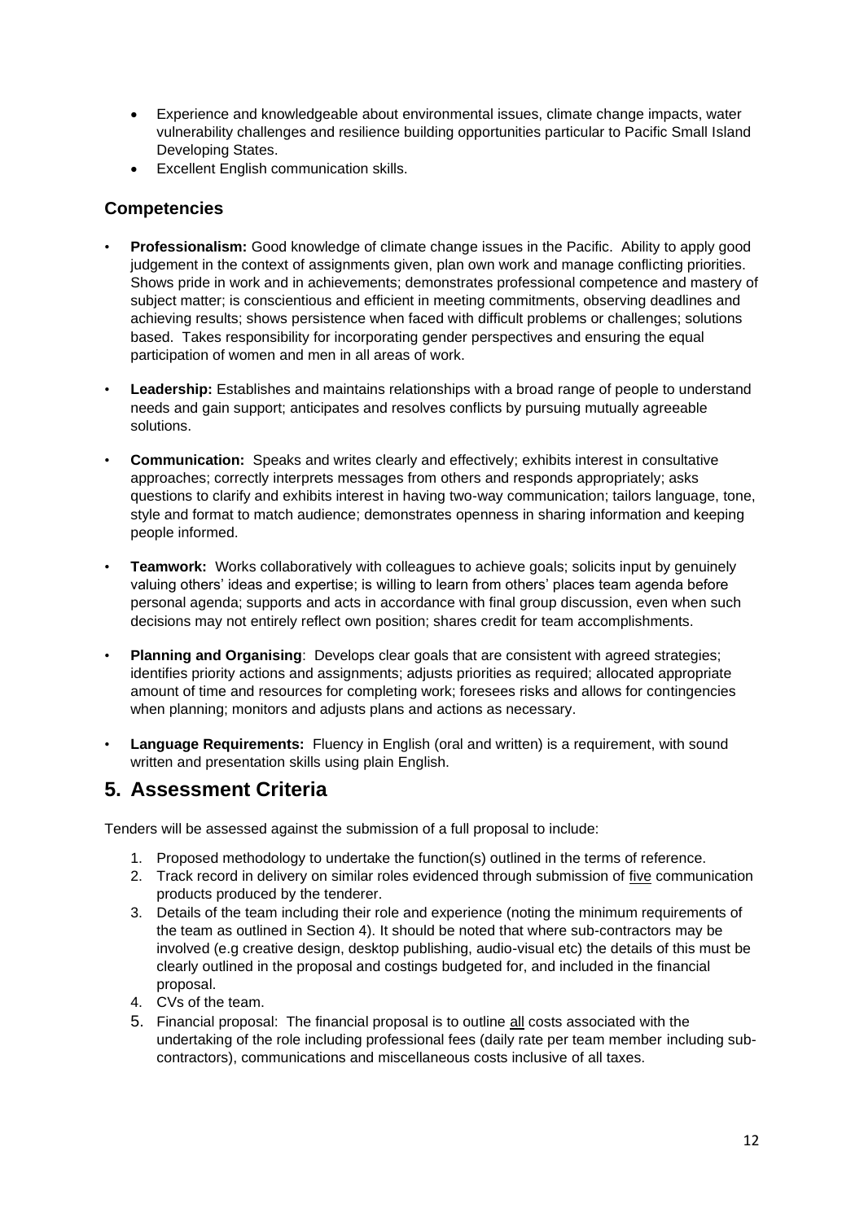- Experience and knowledgeable about environmental issues, climate change impacts, water vulnerability challenges and resilience building opportunities particular to Pacific Small Island Developing States.
- Excellent English communication skills.

### Competencies

- **Professionalism:** Good knowledge of climate change issues in the Pacific. Ability to apply good judgement in the context of assignments given, plan own work and manage conflicting priorities. Shows pride in work and in achievements; demonstrates professional competence and mastery of subject matter; is conscientious and efficient in meeting commitments, observing deadlines and achieving results; shows persistence when faced with difficult problems or challenges; solutions based. Takes responsibility for incorporating gender perspectives and ensuring the equal participation of women and men in all areas of work.
- **Leadership:** Establishes and maintains relationships with a broad range of people to understand needs and gain support; anticipates and resolves conflicts by pursuing mutually agreeable solutions.
- **Communication:** Speaks and writes clearly and effectively; exhibits interest in consultative approaches; correctly interprets messages from others and responds appropriately; asks questions to clarify and exhibits interest in having two-way communication; tailors language, tone, style and format to match audience; demonstrates openness in sharing information and keeping people informed.
- **Teamwork:** Works collaboratively with colleagues to achieve goals; solicits input by genuinely valuing others' ideas and expertise; is willing to learn from others' places team agenda before personal agenda; supports and acts in accordance with final group discussion, even when such decisions may not entirely reflect own position; shares credit for team accomplishments.
- **Planning and Organising**: Develops clear goals that are consistent with agreed strategies; identifies priority actions and assignments; adjusts priorities as required; allocated appropriate amount of time and resources for completing work; foresees risks and allows for contingencies when planning; monitors and adjusts plans and actions as necessary.
- **Language Requirements:** Fluency in English (oral and written) is a requirement, with sound written and presentation skills using plain English.

## 5. Assessment Criteria

Tenders will be assessed against the submission of a full proposal to include:

1. Proposed methodology to undertake the function(s) outlined in the terms of reference.
2. Track record in delivery on similar roles evidenced through submission of five communication products produced by the tenderer.
3. Details of the team including their role and experience (noting the minimum requirements of the team as outlined in Section 4). It should be noted that where sub-contractors may be involved (e.g creative design, desktop publishing, audio-visual etc) the details of this must be clearly outlined in the proposal and costings budgeted for, and included in the financial proposal.
4. CVs of the team.
5. Financial proposal: The financial proposal is to outline all costs associated with the undertaking of the role including professional fees (daily rate per team member including sub-contractors), communications and miscellaneous costs inclusive of all taxes.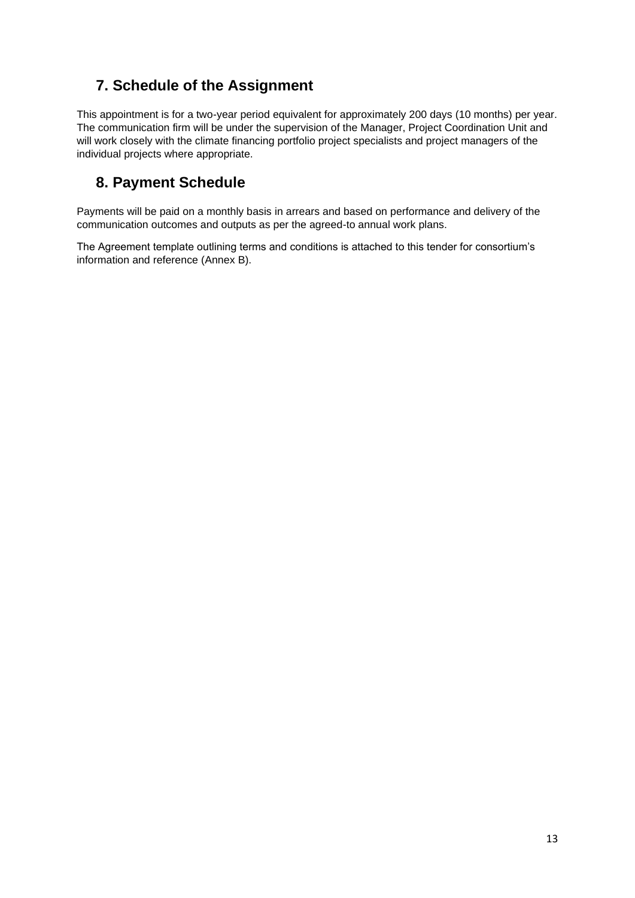## 7. Schedule of the Assignment

This appointment is for a two-year period equivalent for approximately 200 days (10 months) per year. The communication firm will be under the supervision of the Manager, Project Coordination Unit and will work closely with the climate financing portfolio project specialists and project managers of the individual projects where appropriate.

## 8. Payment Schedule

Payments will be paid on a monthly basis in arrears and based on performance and delivery of the communication outcomes and outputs as per the agreed-to annual work plans.

The Agreement template outlining terms and conditions is attached to this tender for consortium's information and reference (Annex B).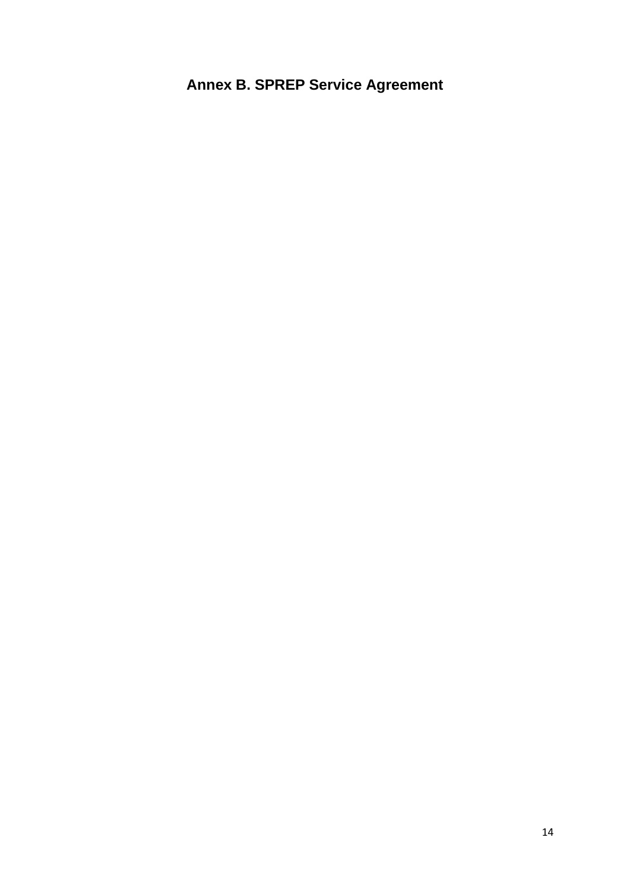# Annex B. SPREP Service Agreement